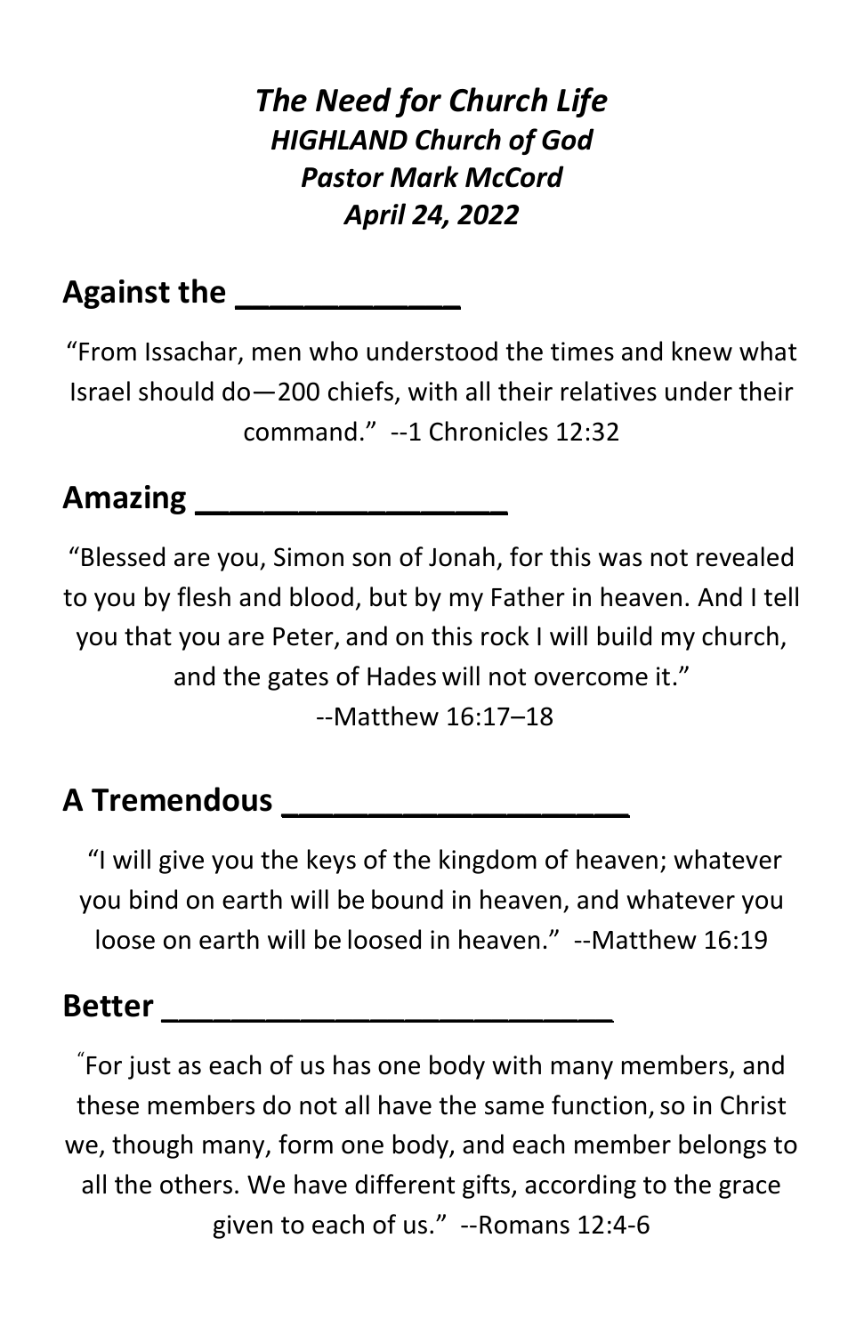# *The Need for Church Life*

## *HIGHLAND Church of God*

## *Pastor Mark McCord*

## *April 24, 2022*

## Against the ____________

"From Issachar, men who understood the times and knew what Israel should do—200 chiefs, with all their relatives under their command." --1 Chronicles 12:32

## Amazing __________________

"Blessed are you, Simon son of Jonah, for this was not revealed to you by flesh and blood, but by my Father in heaven. And I tell you that you are Peter, and on this rock I will build my church, and the gates of Hades will not overcome it."
--Matthew 16:17–18

## A Tremendous ____________________

"I will give you the keys of the kingdom of heaven; whatever you bind on earth will be bound in heaven, and whatever you loose on earth will be loosed in heaven." --Matthew 16:19

## Better ___________________________

"For just as each of us has one body with many members, and these members do not all have the same function, so in Christ we, though many, form one body, and each member belongs to all the others. We have different gifts, according to the grace given to each of us." --Romans 12:4-6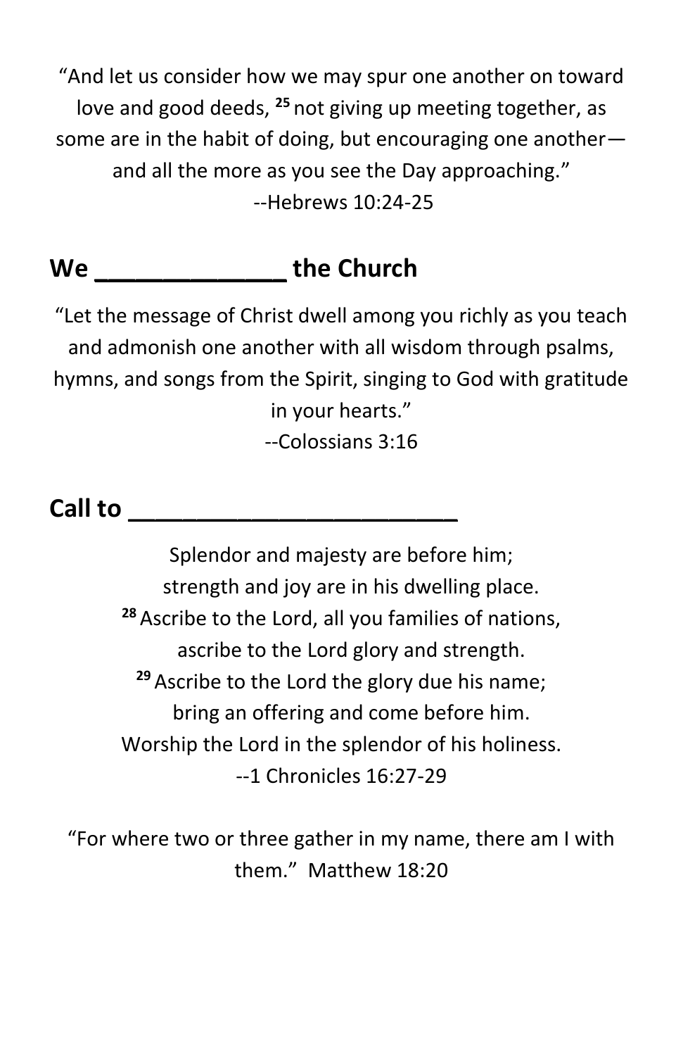"And let us consider how we may spur one another on toward love and good deeds, [25] not giving up meeting together, as some are in the habit of doing, but encouraging one another—and all the more as you see the Day approaching."
--Hebrews 10:24-25

## We _____________ the Church

"Let the message of Christ dwell among you richly as you teach and admonish one another with all wisdom through psalms, hymns, and songs from the Spirit, singing to God with gratitude in your hearts."
--Colossians 3:16

## Call to _______________________

Splendor and majesty are before him;
strength and joy are in his dwelling place.
[28] Ascribe to the Lord, all you families of nations,
ascribe to the Lord glory and strength.
[29] Ascribe to the Lord the glory due his name;
bring an offering and come before him.
Worship the Lord in the splendor of his holiness.
--1 Chronicles 16:27-29

"For where two or three gather in my name, there am I with them." Matthew 18:20